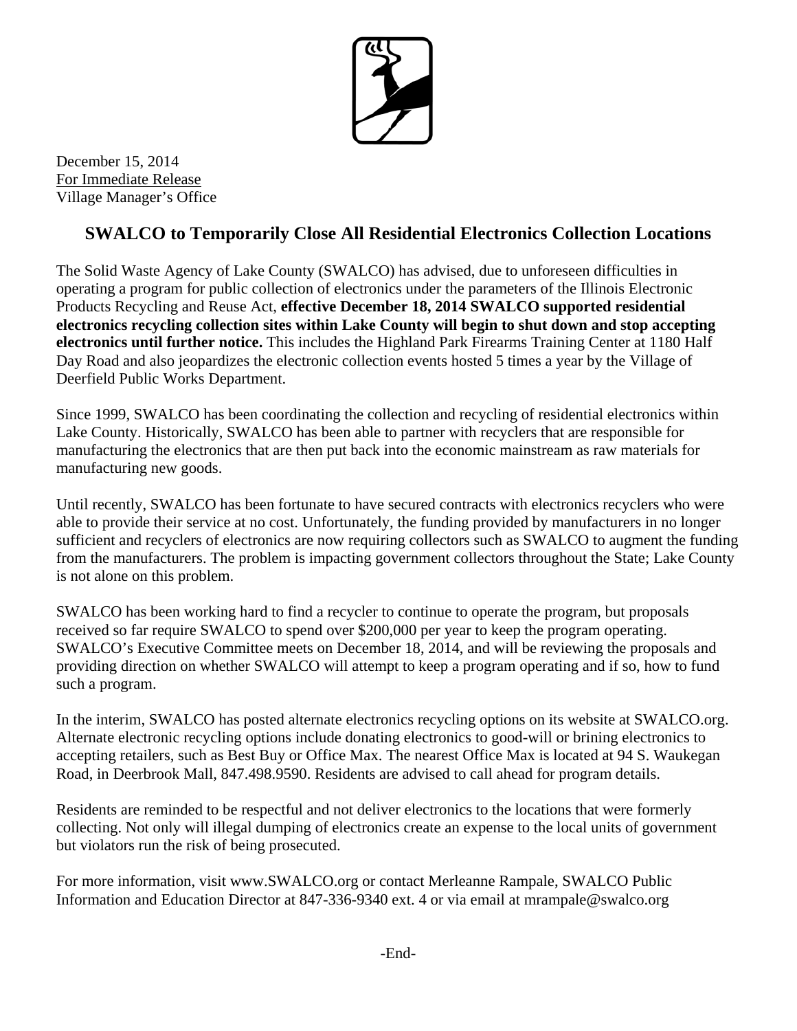December 15, 2014
For Immediate Release
Village Manager's Office

# SWALCO to Temporarily Close All Residential Electronics Collection Locations

The Solid Waste Agency of Lake County (SWALCO) has advised, due to unforeseen difficulties in operating a program for public collection of electronics under the parameters of the Illinois Electronic Products Recycling and Reuse Act, **effective December 18, 2014 SWALCO supported residential electronics recycling collection sites within Lake County will begin to shut down and stop accepting electronics until further notice.** This includes the Highland Park Firearms Training Center at 1180 Half Day Road and also jeopardizes the electronic collection events hosted 5 times a year by the Village of Deerfield Public Works Department.

Since 1999, SWALCO has been coordinating the collection and recycling of residential electronics within Lake County. Historically, SWALCO has been able to partner with recyclers that are responsible for manufacturing the electronics that are then put back into the economic mainstream as raw materials for manufacturing new goods.

Until recently, SWALCO has been fortunate to have secured contracts with electronics recyclers who were able to provide their service at no cost. Unfortunately, the funding provided by manufacturers in no longer sufficient and recyclers of electronics are now requiring collectors such as SWALCO to augment the funding from the manufacturers. The problem is impacting government collectors throughout the State; Lake County is not alone on this problem.

SWALCO has been working hard to find a recycler to continue to operate the program, but proposals received so far require SWALCO to spend over $200,000 per year to keep the program operating. SWALCO's Executive Committee meets on December 18, 2014, and will be reviewing the proposals and providing direction on whether SWALCO will attempt to keep a program operating and if so, how to fund such a program.

In the interim, SWALCO has posted alternate electronics recycling options on its website at SWALCO.org. Alternate electronic recycling options include donating electronics to good-will or brining electronics to accepting retailers, such as Best Buy or Office Max. The nearest Office Max is located at 94 S. Waukegan Road, in Deerbrook Mall, 847.498.9590. Residents are advised to call ahead for program details.

Residents are reminded to be respectful and not deliver electronics to the locations that were formerly collecting. Not only will illegal dumping of electronics create an expense to the local units of government but violators run the risk of being prosecuted.

For more information, visit www.SWALCO.org or contact Merleanne Rampale, SWALCO Public Information and Education Director at 847-336-9340 ext. 4 or via email at mrampale@swalco.org

-End-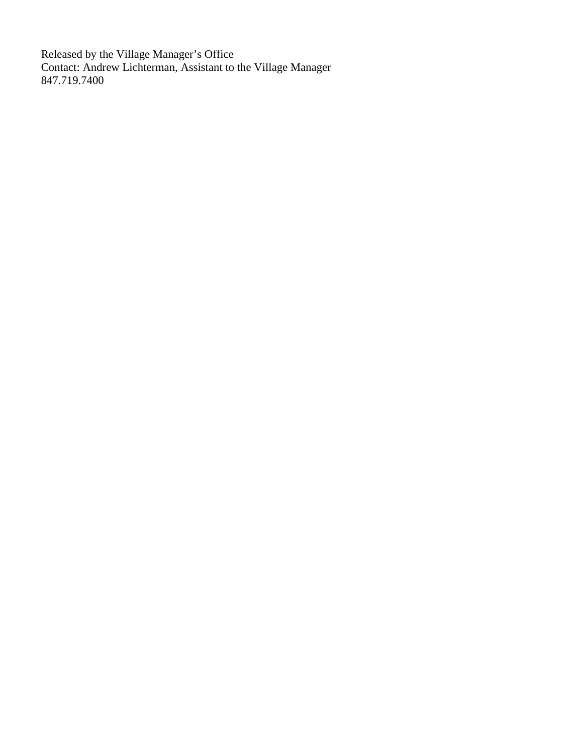Released by the Village Manager's Office
Contact: Andrew Lichterman, Assistant to the Village Manager
847.719.7400